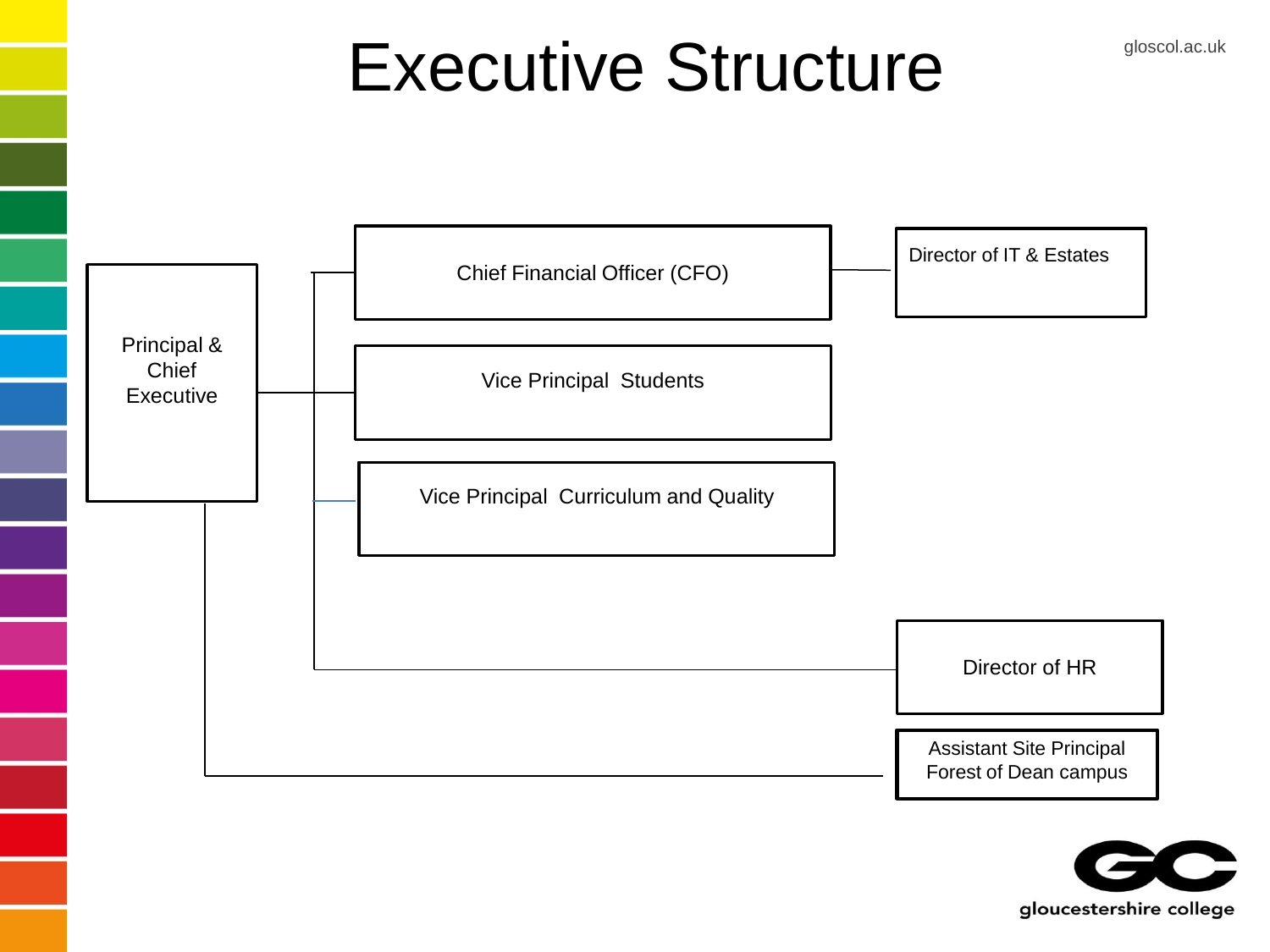# Executive Structure

gloscol.ac.uk

- Principal & Chief Executive
  - Chief Financial Officer (CFO)
    - Director of IT & Estates
  - Vice Principal Students
  - Vice Principal Curriculum and Quality
  - Director of HR
  - Assistant Site Principal Forest of Dean campus

gloucestershire college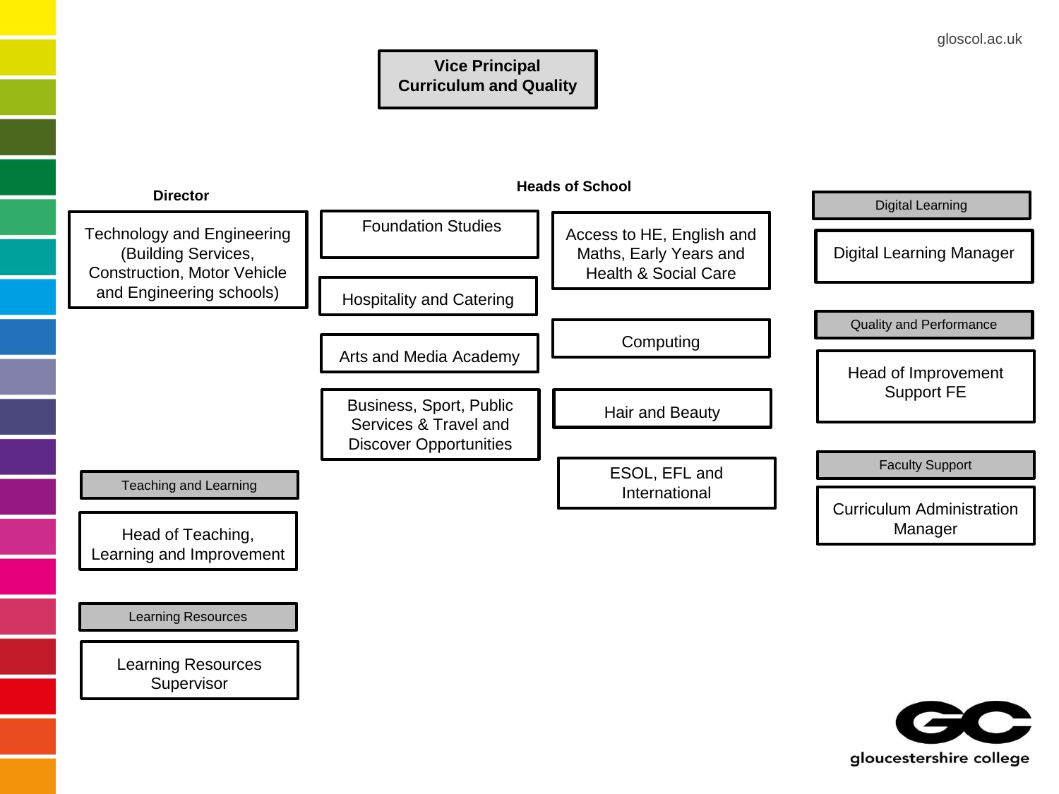# Vice Principal Curriculum and Quality

## Director

- Technology and Engineering (Building Services, Construction, Motor Vehicle and Engineering schools)

## Heads of School

- Foundation Studies
- Hospitality and Catering
- Arts and Media Academy
- Business, Sport, Public Services & Travel and Discover Opportunities
- Access to HE, English and Maths, Early Years and Health & Social Care
- Computing
- Hair and Beauty
- ESOL, EFL and International

## Teaching and Learning

- Head of Teaching, Learning and Improvement

## Learning Resources

- Learning Resources Supervisor

## Digital Learning

- Digital Learning Manager

## Quality and Performance

- Head of Improvement Support FE

## Faculty Support

- Curriculum Administration Manager

gloscol.ac.uk

gloucestershire college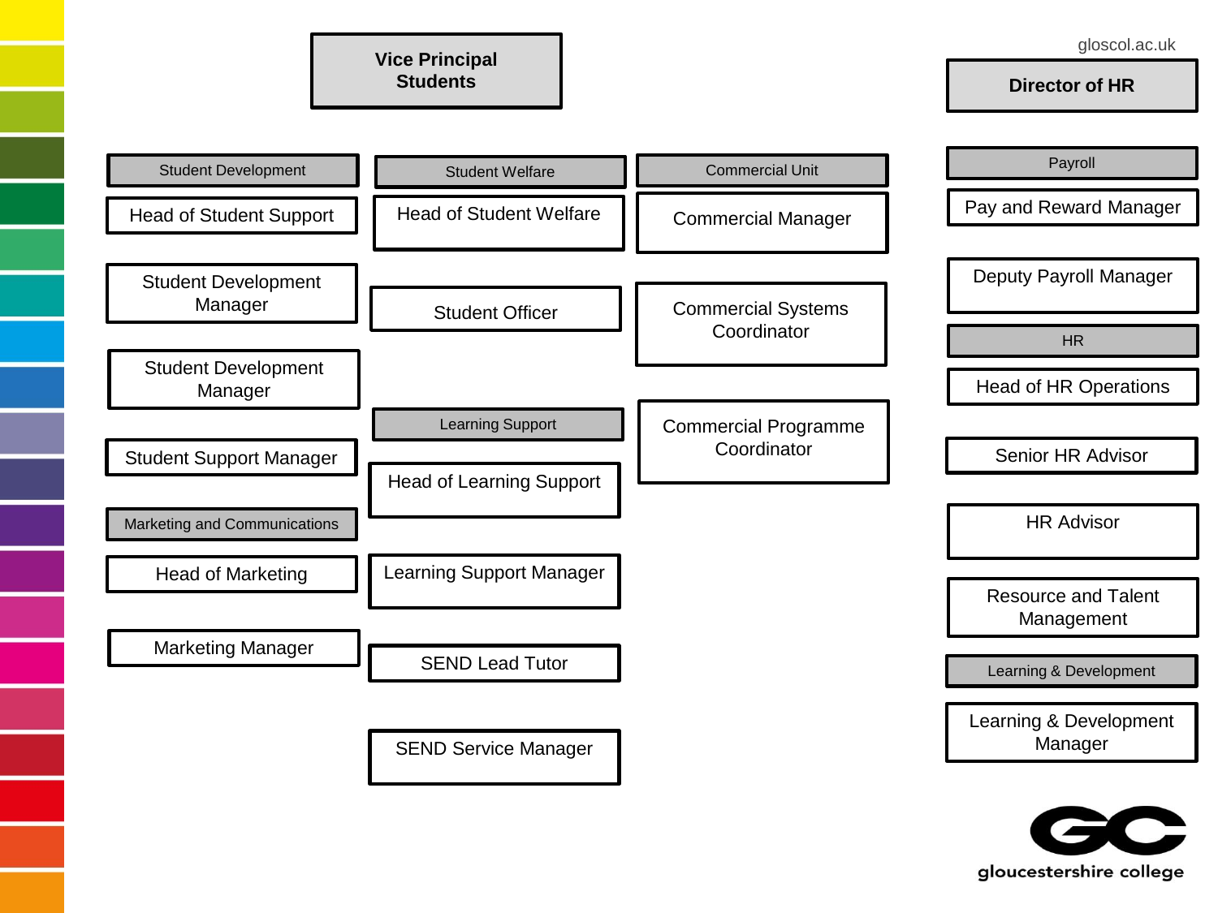# Vice Principal Students

## Student Development

- Head of Student Support
- Student Development Manager
- Student Development Manager
- Student Support Manager

## Marketing and Communications

- Head of Marketing
- Marketing Manager

## Student Welfare

- Head of Student Welfare
- Student Officer

## Learning Support

- Head of Learning Support
- Learning Support Manager
- SEND Lead Tutor
- SEND Service Manager

## Commercial Unit

- Commercial Manager
- Commercial Systems Coordinator
- Commercial Programme Coordinator

# Director of HR

## Payroll

- Pay and Reward Manager
- Deputy Payroll Manager

## HR

- Head of HR Operations
- Senior HR Advisor
- HR Advisor
- Resource and Talent Management

## Learning & Development

- Learning & Development Manager

gloscol.ac.uk

gloucestershire college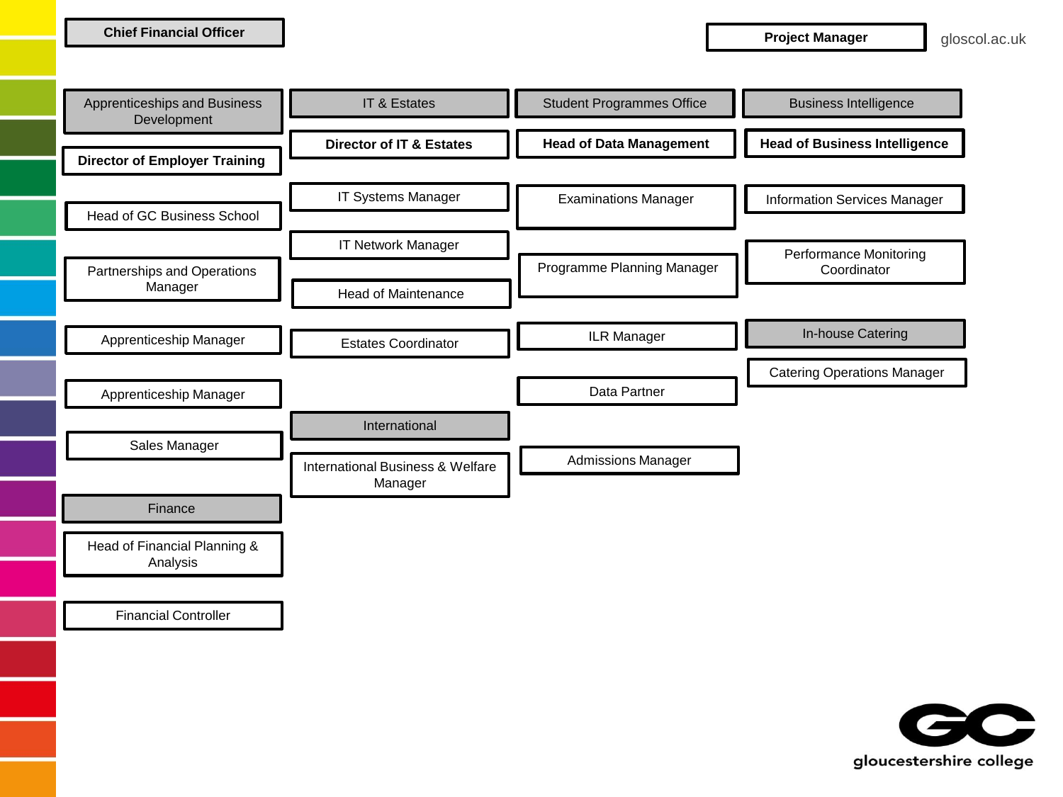# Chief Financial Officer

**Project Manager**

gloscol.ac.uk

## Apprenticeships and Business Development

**Director of Employer Training**

- Head of GC Business School
- Partnerships and Operations Manager
- Apprenticeship Manager
- Apprenticeship Manager
- Sales Manager

## Finance

- Head of Financial Planning & Analysis
- Financial Controller

## IT & Estates

**Director of IT & Estates**

- IT Systems Manager
- IT Network Manager
- Head of Maintenance
- Estates Coordinator

## International

- International Business & Welfare Manager

## Student Programmes Office

**Head of Data Management**

- Examinations Manager
- Programme Planning Manager
- ILR Manager
- Data Partner
- Admissions Manager

## Business Intelligence

**Head of Business Intelligence**

- Information Services Manager
- Performance Monitoring Coordinator

## In-house Catering

- Catering Operations Manager

gloucestershire college